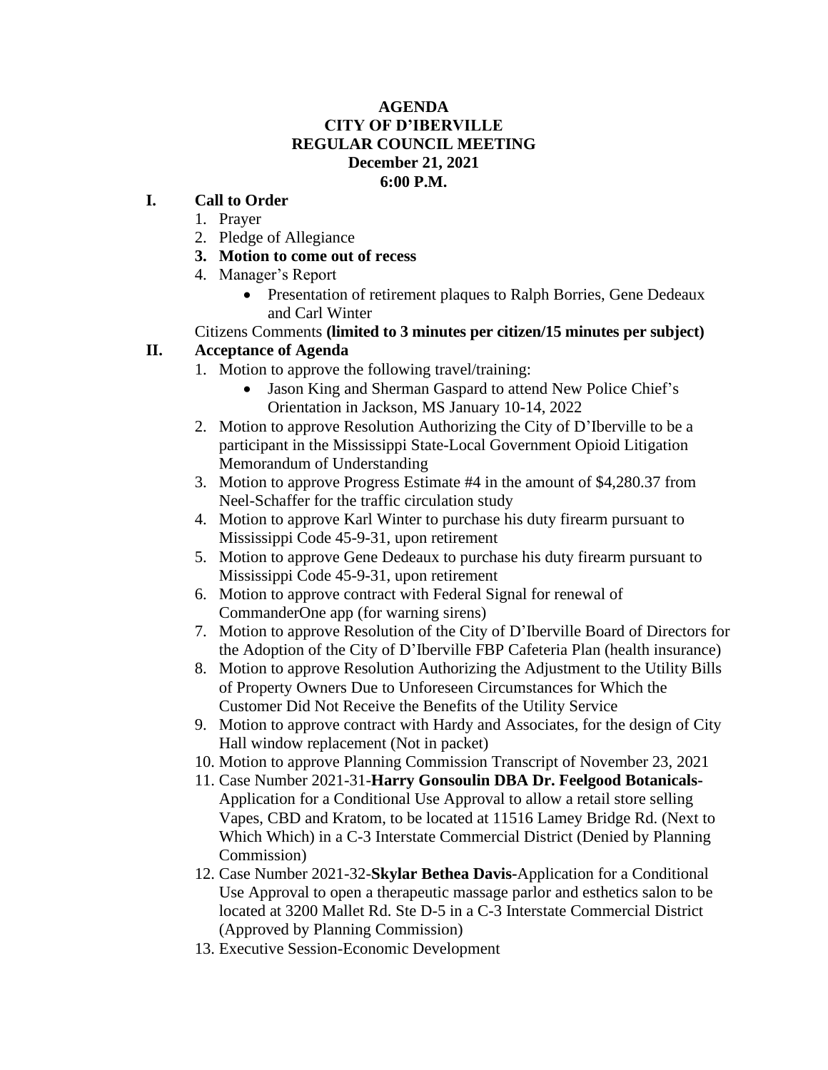**AGENDA**
**CITY OF D'IBERVILLE**
**REGULAR COUNCIL MEETING**
**December 21, 2021**
**6:00 P.M.**

**I. Call to Order**

1. Prayer
2. Pledge of Allegiance
3. **Motion to come out of recess**
4. Manager's Report
   - Presentation of retirement plaques to Ralph Borries, Gene Dedeaux and Carl Winter

Citizens Comments **(limited to 3 minutes per citizen/15 minutes per subject)**

**II. Acceptance of Agenda**

1. Motion to approve the following travel/training:
   - Jason King and Sherman Gaspard to attend New Police Chief's Orientation in Jackson, MS January 10-14, 2022
2. Motion to approve Resolution Authorizing the City of D'Iberville to be a participant in the Mississippi State-Local Government Opioid Litigation Memorandum of Understanding
3. Motion to approve Progress Estimate #4 in the amount of $4,280.37 from Neel-Schaffer for the traffic circulation study
4. Motion to approve Karl Winter to purchase his duty firearm pursuant to Mississippi Code 45-9-31, upon retirement
5. Motion to approve Gene Dedeaux to purchase his duty firearm pursuant to Mississippi Code 45-9-31, upon retirement
6. Motion to approve contract with Federal Signal for renewal of CommanderOne app (for warning sirens)
7. Motion to approve Resolution of the City of D'Iberville Board of Directors for the Adoption of the City of D'Iberville FBP Cafeteria Plan (health insurance)
8. Motion to approve Resolution Authorizing the Adjustment to the Utility Bills of Property Owners Due to Unforeseen Circumstances for Which the Customer Did Not Receive the Benefits of the Utility Service
9. Motion to approve contract with Hardy and Associates, for the design of City Hall window replacement (Not in packet)
10. Motion to approve Planning Commission Transcript of November 23, 2021
11. Case Number 2021-31-**Harry Gonsoulin DBA Dr. Feelgood Botanicals-** Application for a Conditional Use Approval to allow a retail store selling Vapes, CBD and Kratom, to be located at 11516 Lamey Bridge Rd. (Next to Which Which) in a C-3 Interstate Commercial District (Denied by Planning Commission)
12. Case Number 2021-32-**Skylar Bethea Davis-**Application for a Conditional Use Approval to open a therapeutic massage parlor and esthetics salon to be located at 3200 Mallet Rd. Ste D-5 in a C-3 Interstate Commercial District (Approved by Planning Commission)
13. Executive Session-Economic Development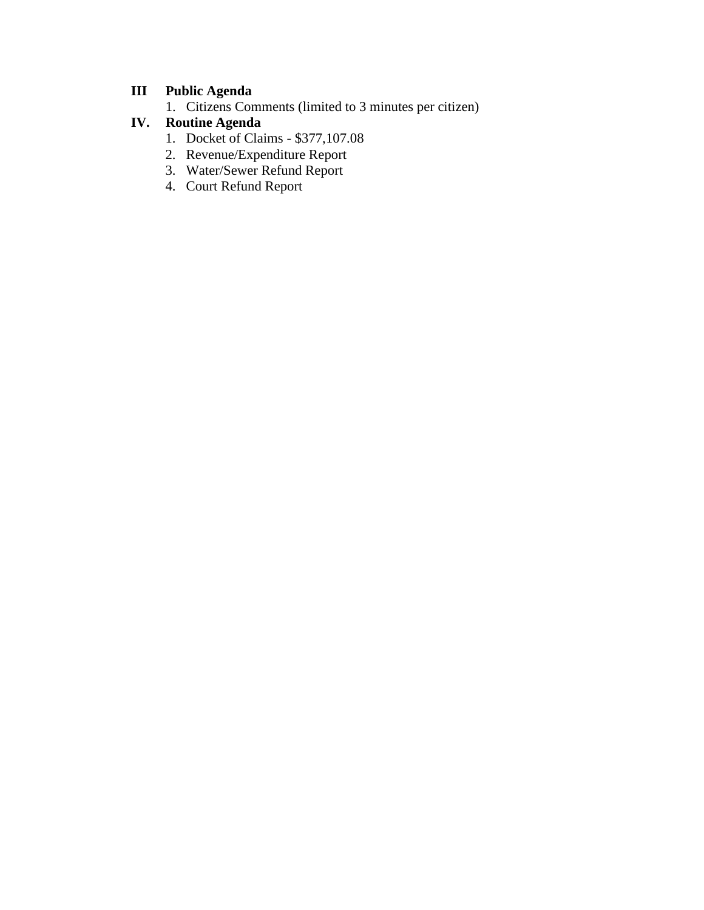**III Public Agenda**

1. Citizens Comments (limited to 3 minutes per citizen)

**IV. Routine Agenda**

1. Docket of Claims - $377,107.08
2. Revenue/Expenditure Report
3. Water/Sewer Refund Report
4. Court Refund Report